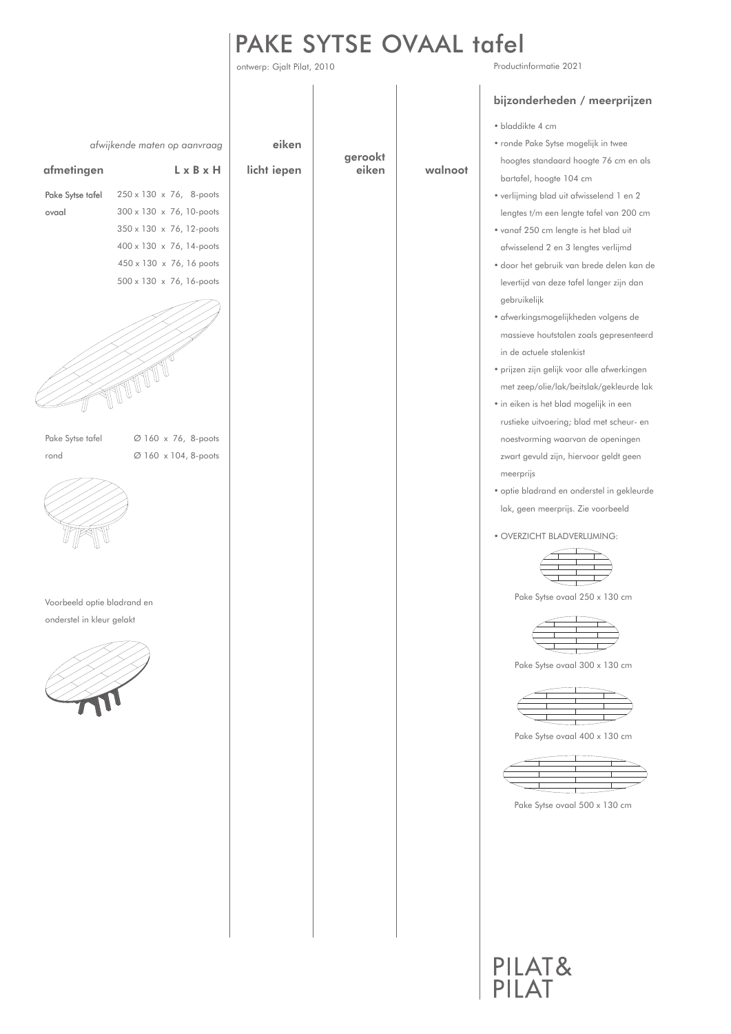# PAKE SYTSE OVAAL tafel

ontwerp: Gjalt Pilat, 2010

Productinformatie 2021

*afwijkende maten op aanvraag*

| afmetingen | L x B x H | eiken licht iepen | gerookt eiken | walnoot |
|---|---|---|---|---|
| Pake Sytse tafel ovaal | 250 x 130 x 76, 8-poots | | | |
| | 300 x 130 x 76, 10-poots | | | |
| | 350 x 130 x 76, 12-poots | | | |
| | 400 x 130 x 76, 14-poots | | | |
| | 450 x 130 x 76, 16 poots | | | |
| | 500 x 130 x 76, 16-poots | | | |
| Pake Sytse tafel rond | Ø 160 x 76, 8-poots | | | |
| | Ø 160 x 104, 8-poots | | | |

Voorbeeld optie bladrand en onderstel in kleur gelakt

## bijzonderheden / meerprijzen

- bladdikte 4 cm
- ronde Pake Sytse mogelijk in twee hoogtes standaard hoogte 76 cm en als bartafel, hoogte 104 cm
- verlijming blad uit afwisselend 1 en 2 lengtes t/m een lengte tafel van 200 cm
- vanaf 250 cm lengte is het blad uit afwisselend 2 en 3 lengtes verlijmd
- door het gebruik van brede delen kan de levertijd van deze tafel langer zijn dan gebruikelijk
- afwerkingsmogelijkheden volgens de massieve houtstalen zoals gepresenteerd in de actuele stalenkist
- prijzen zijn gelijk voor alle afwerkingen met zeep/olie/lak/beitslak/gekleurde lak
- in eiken is het blad mogelijk in een rustieke uitvoering; blad met scheur- en noestvorming waarvan de openingen zwart gevuld zijn, hiervoor geldt geen meerprijs
- optie bladrand en onderstel in gekleurde lak, geen meerprijs. Zie voorbeeld
- OVERZICHT BLADVERLIJMING:

Pake Sytse ovaal 250 x 130 cm

Pake Sytse ovaal 300 x 130 cm

Pake Sytse ovaal 400 x 130 cm

Pake Sytse ovaal 500 x 130 cm

PILAT& PILAT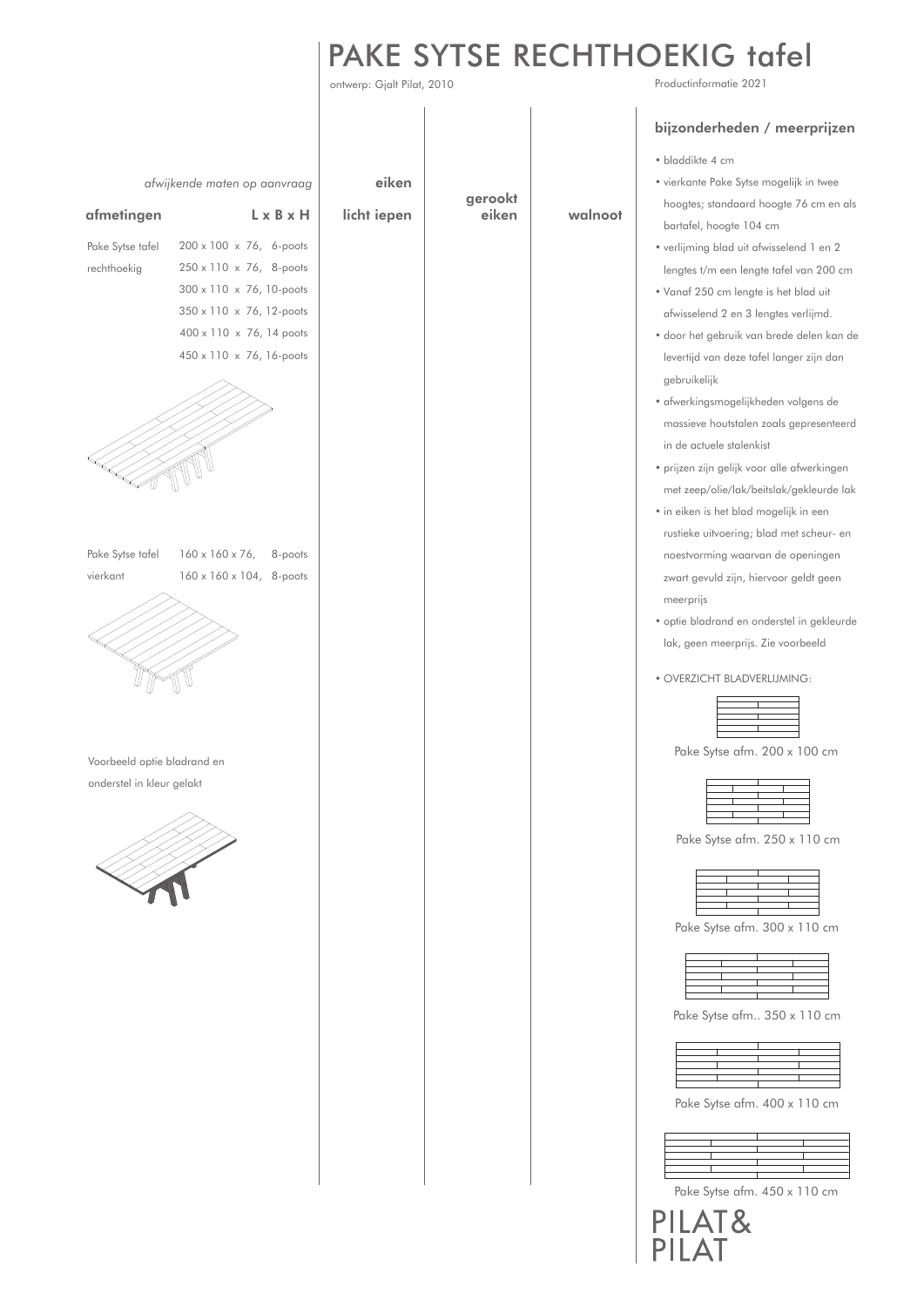# PAKE SYTSE RECHTHOEKIG tafel

ontwerp: Gjalt Pilat, 2010

Productinformatie 2021

*afwijkende maten op aanvraag*

| afmetingen | L x B x H | eiken / licht iepen | gerookt eiken | walnoot |
|---|---|---|---|---|
| Pake Sytse tafel rechthoekig | 200 x 100 x 76, 6-poots | | | |
| | 250 x 110 x 76, 8-poots | | | |
| | 300 x 110 x 76, 10-poots | | | |
| | 350 x 110 x 76, 12-poots | | | |
| | 400 x 110 x 76, 14 poots | | | |
| | 450 x 110 x 76, 16-poots | | | |
| Pake Sytse tafel vierkant | 160 x 160 x 76, 8-poots | | | |
| | 160 x 160 x 104, 8-poots | | | |

Voorbeeld optie bladrand en onderstel in kleur gelakt

## bijzonderheden / meerprijzen

- bladdikte 4 cm
- vierkante Pake Sytse mogelijk in twee hoogtes; standaard hoogte 76 cm en als bartafel, hoogte 104 cm
- verlijming blad uit afwisselend 1 en 2 lengtes t/m een lengte tafel van 200 cm
- Vanaf 250 cm lengte is het blad uit afwisselend 2 en 3 lengtes verlijmd.
- door het gebruik van brede delen kan de levertijd van deze tafel langer zijn dan gebruikelijk
- afwerkingsmogelijkheden volgens de massieve houtstalen zoals gepresenteerd in de actuele stalenkist
- prijzen zijn gelijk voor alle afwerkingen met zeep/olie/lak/beitslak/gekleurde lak
- in eiken is het blad mogelijk in een rustieke uitvoering; blad met scheur- en noestvorming waarvan de openingen zwart gevuld zijn, hiervoor geldt geen meerprijs
- optie bladrand en onderstel in gekleurde lak, geen meerprijs. Zie voorbeeld
- OVERZICHT BLADVERLIJMING:

Pake Sytse afm. 200 x 100 cm

Pake Sytse afm. 250 x 110 cm

Pake Sytse afm. 300 x 110 cm

Pake Sytse afm.. 350 x 110 cm

Pake Sytse afm. 400 x 110 cm

Pake Sytse afm. 450 x 110 cm

PILAT&
PILAT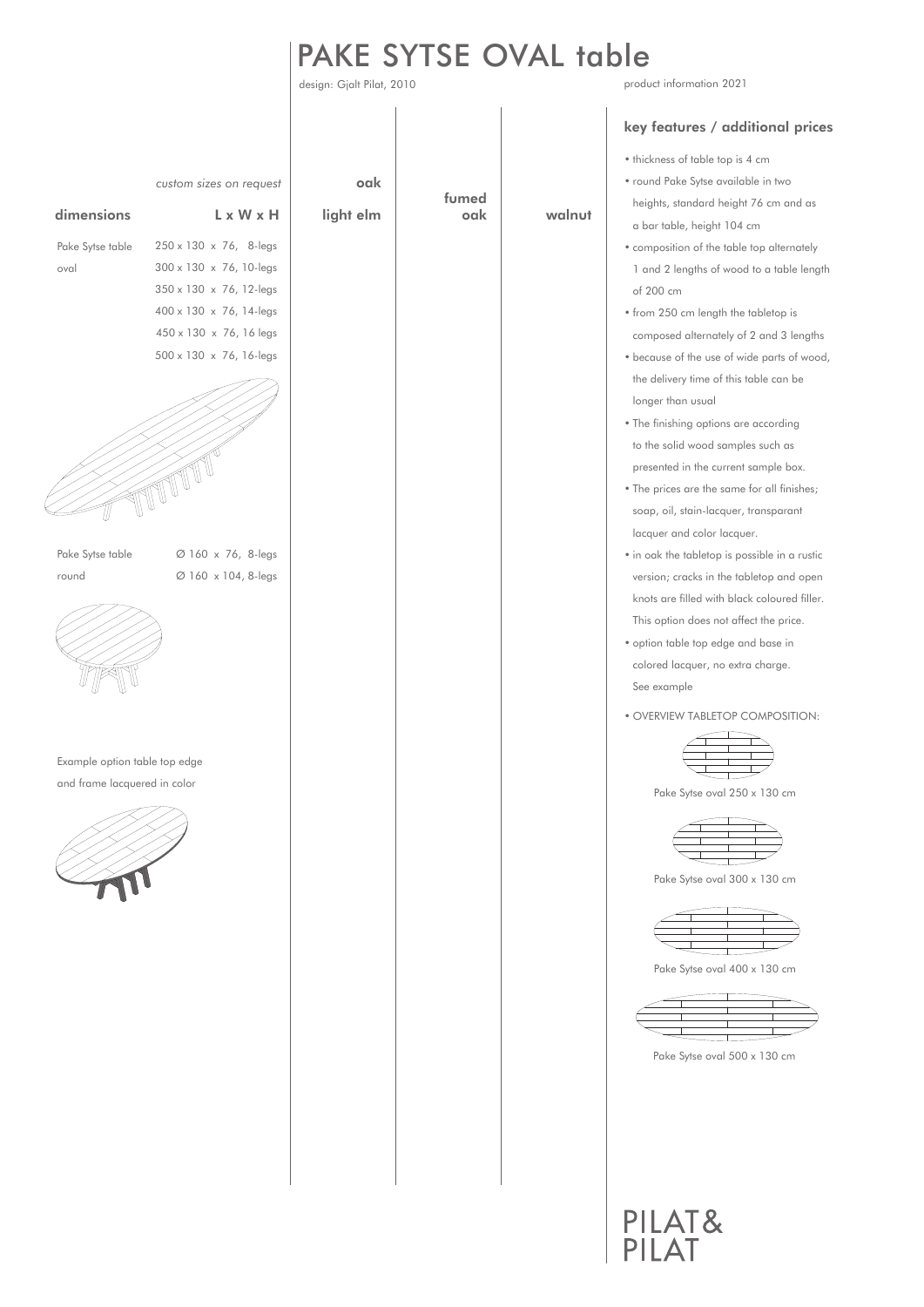# PAKE SYTSE OVAL table

design: Gjalt Pilat, 2010

product information 2021

| dimensions | *custom sizes on request* L x W x H | oak light elm | fumed oak | walnut |
|---|---|---|---|---|
| Pake Sytse table oval | 250 x 130 x 76, 8-legs | | | |
| | 300 x 130 x 76, 10-legs | | | |
| | 350 x 130 x 76, 12-legs | | | |
| | 400 x 130 x 76, 14-legs | | | |
| | 450 x 130 x 76, 16 legs | | | |
| | 500 x 130 x 76, 16-legs | | | |
| Pake Sytse table round | Ø 160 x 76, 8-legs | | | |
| | Ø 160 x 104, 8-legs | | | |

Example option table top edge and frame lacquered in color

## key features / additional prices

- thickness of table top is 4 cm
- round Pake Sytse available in two heights, standard height 76 cm and as a bar table, height 104 cm
- composition of the table top alternately 1 and 2 lengths of wood to a table length of 200 cm
- from 250 cm length the tabletop is composed alternately of 2 and 3 lengths
- because of the use of wide parts of wood, the delivery time of this table can be longer than usual
- The finishing options are according to the solid wood samples such as presented in the current sample box.
- The prices are the same for all finishes; soap, oil, stain-lacquer, transparant lacquer and color lacquer.
- in oak the tabletop is possible in a rustic version; cracks in the tabletop and open knots are filled with black coloured filler. This option does not affect the price.
- option table top edge and base in colored lacquer, no extra charge. See example
- OVERVIEW TABLETOP COMPOSITION:

Pake Sytse oval 250 x 130 cm

Pake Sytse oval 300 x 130 cm

Pake Sytse oval 400 x 130 cm

Pake Sytse oval 500 x 130 cm

PILAT&
PILAT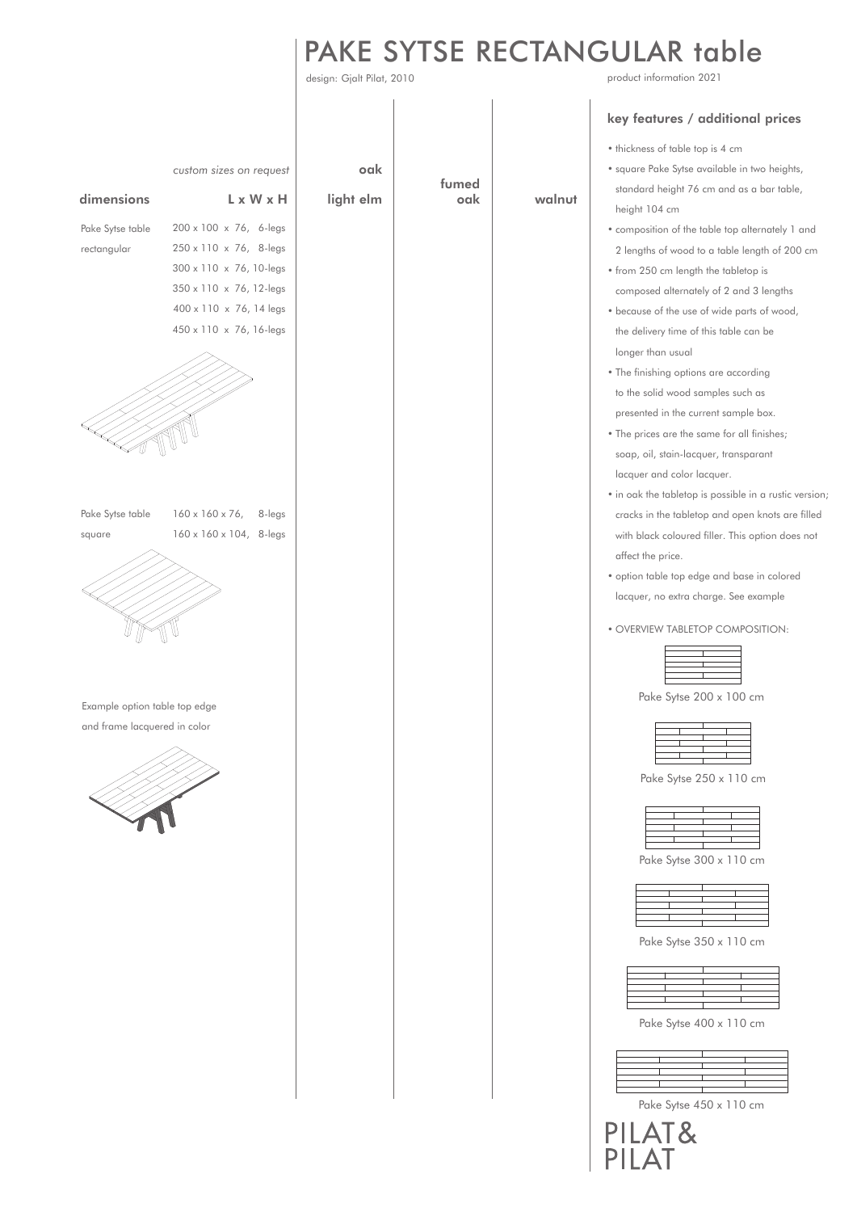# PAKE SYTSE RECTANGULAR table

design: Gjalt Pilat, 2010

product information 2021

| dimensions | *custom sizes on request* L x W x H | oak light elm | fumed oak | walnut |
|---|---|---|---|---|
| Pake Sytse table rectangular | 200 x 100 x 76, 6-legs | | | |
| | 250 x 110 x 76, 8-legs | | | |
| | 300 x 110 x 76, 10-legs | | | |
| | 350 x 110 x 76, 12-legs | | | |
| | 400 x 110 x 76, 14 legs | | | |
| | 450 x 110 x 76, 16-legs | | | |
| Pake Sytse table square | 160 x 160 x 76, 8-legs | | | |
| | 160 x 160 x 104, 8-legs | | | |

Example option table top edge and frame lacquered in color

### key features / additional prices

- thickness of table top is 4 cm
- square Pake Sytse available in two heights, standard height 76 cm and as a bar table, height 104 cm
- composition of the table top alternately 1 and 2 lengths of wood to a table length of 200 cm
- from 250 cm length the tabletop is composed alternately of 2 and 3 lengths
- because of the use of wide parts of wood, the delivery time of this table can be longer than usual
- The finishing options are according to the solid wood samples such as presented in the current sample box.
- The prices are the same for all finishes; soap, oil, stain-lacquer, transparant lacquer and color lacquer.
- in oak the tabletop is possible in a rustic version; cracks in the tabletop and open knots are filled with black coloured filler. This option does not affect the price.
- option table top edge and base in colored lacquer, no extra charge. See example
- OVERVIEW TABLETOP COMPOSITION:

Pake Sytse 200 x 100 cm

Pake Sytse 250 x 110 cm

Pake Sytse 300 x 110 cm

Pake Sytse 350 x 110 cm

Pake Sytse 400 x 110 cm

Pake Sytse 450 x 110 cm

PILAT&
PILAT